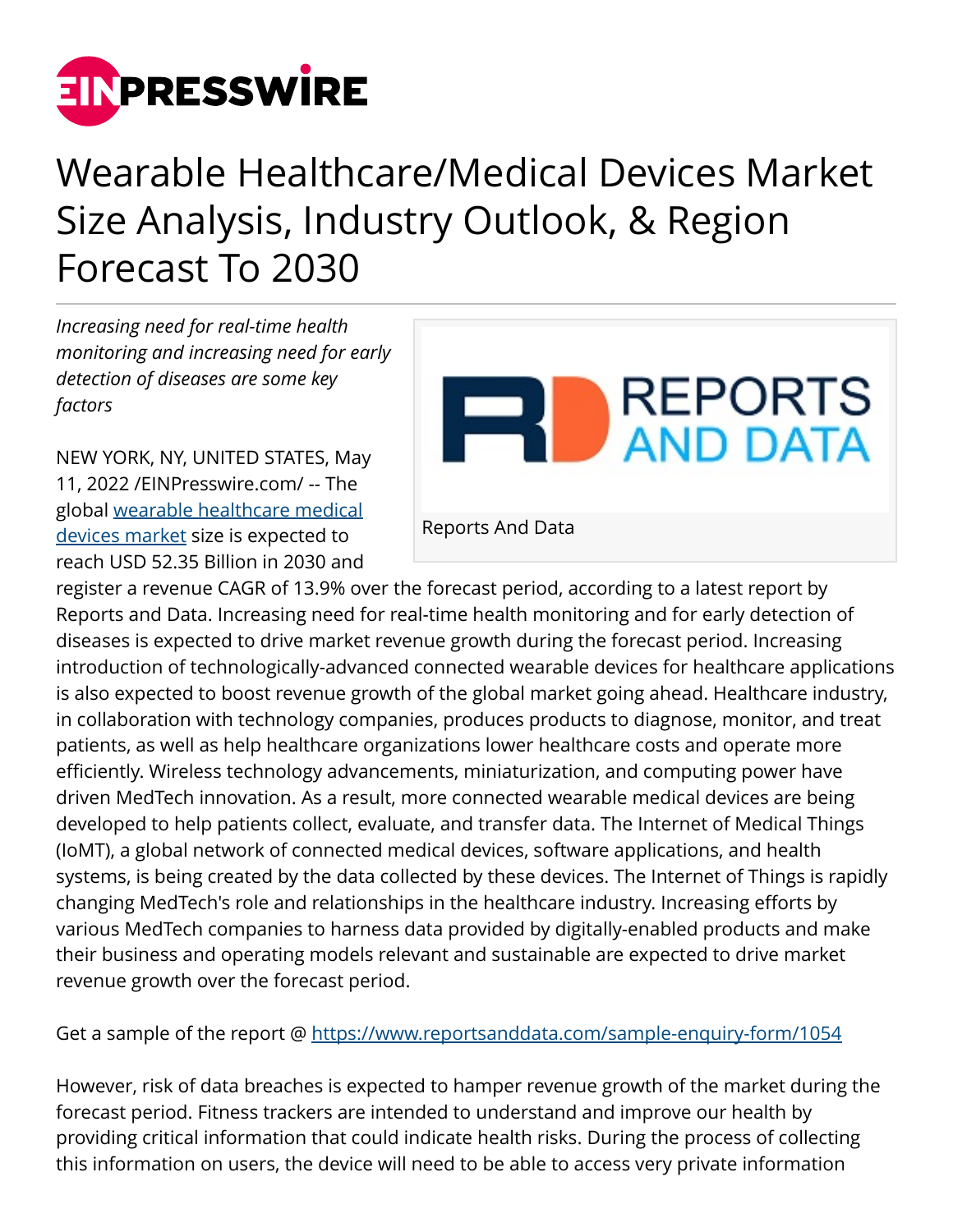# Wearable Healthcare/Medical Devices Market Size Analysis, Industry Outlook, & Region Forecast To 2030

*Increasing need for real-time health monitoring and increasing need for early detection of diseases are some key factors*

Reports And Data

NEW YORK, NY, UNITED STATES, May 11, 2022 /EINPresswire.com/ -- The global wearable healthcare medical devices market size is expected to reach USD 52.35 Billion in 2030 and register a revenue CAGR of 13.9% over the forecast period, according to a latest report by Reports and Data. Increasing need for real-time health monitoring and for early detection of diseases is expected to drive market revenue growth during the forecast period. Increasing introduction of technologically-advanced connected wearable devices for healthcare applications is also expected to boost revenue growth of the global market going ahead. Healthcare industry, in collaboration with technology companies, produces products to diagnose, monitor, and treat patients, as well as help healthcare organizations lower healthcare costs and operate more efficiently. Wireless technology advancements, miniaturization, and computing power have driven MedTech innovation. As a result, more connected wearable medical devices are being developed to help patients collect, evaluate, and transfer data. The Internet of Medical Things (IoMT), a global network of connected medical devices, software applications, and health systems, is being created by the data collected by these devices. The Internet of Things is rapidly changing MedTech's role and relationships in the healthcare industry. Increasing efforts by various MedTech companies to harness data provided by digitally-enabled products and make their business and operating models relevant and sustainable are expected to drive market revenue growth over the forecast period.

Get a sample of the report @ https://www.reportsanddata.com/sample-enquiry-form/1054

However, risk of data breaches is expected to hamper revenue growth of the market during the forecast period. Fitness trackers are intended to understand and improve our health by providing critical information that could indicate health risks. During the process of collecting this information on users, the device will need to be able to access very private information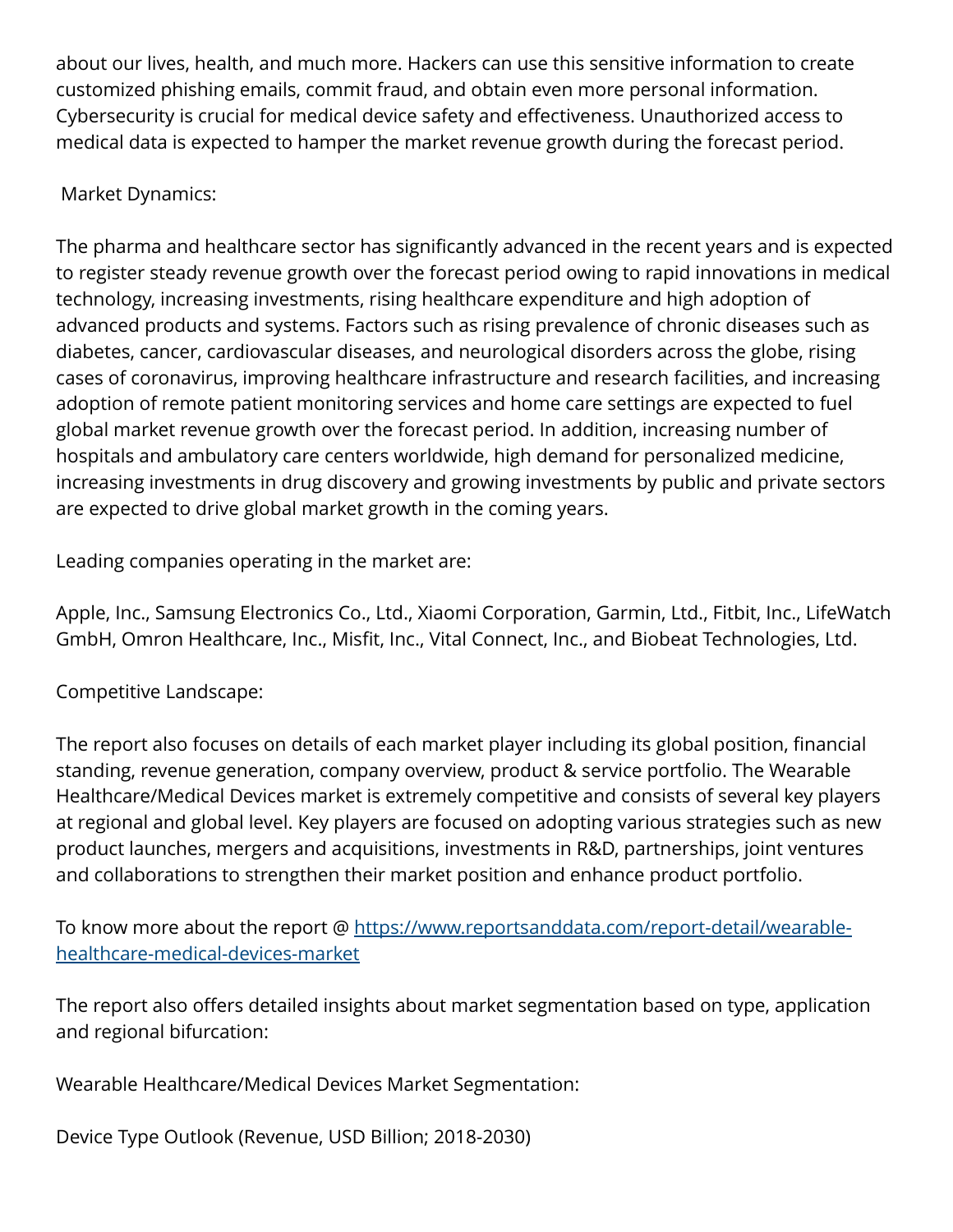about our lives, health, and much more. Hackers can use this sensitive information to create customized phishing emails, commit fraud, and obtain even more personal information. Cybersecurity is crucial for medical device safety and effectiveness. Unauthorized access to medical data is expected to hamper the market revenue growth during the forecast period.

Market Dynamics:

The pharma and healthcare sector has significantly advanced in the recent years and is expected to register steady revenue growth over the forecast period owing to rapid innovations in medical technology, increasing investments, rising healthcare expenditure and high adoption of advanced products and systems. Factors such as rising prevalence of chronic diseases such as diabetes, cancer, cardiovascular diseases, and neurological disorders across the globe, rising cases of coronavirus, improving healthcare infrastructure and research facilities, and increasing adoption of remote patient monitoring services and home care settings are expected to fuel global market revenue growth over the forecast period. In addition, increasing number of hospitals and ambulatory care centers worldwide, high demand for personalized medicine, increasing investments in drug discovery and growing investments by public and private sectors are expected to drive global market growth in the coming years.

Leading companies operating in the market are:

Apple, Inc., Samsung Electronics Co., Ltd., Xiaomi Corporation, Garmin, Ltd., Fitbit, Inc., LifeWatch GmbH, Omron Healthcare, Inc., Misfit, Inc., Vital Connect, Inc., and Biobeat Technologies, Ltd.

Competitive Landscape:

The report also focuses on details of each market player including its global position, financial standing, revenue generation, company overview, product & service portfolio. The Wearable Healthcare/Medical Devices market is extremely competitive and consists of several key players at regional and global level. Key players are focused on adopting various strategies such as new product launches, mergers and acquisitions, investments in R&D, partnerships, joint ventures and collaborations to strengthen their market position and enhance product portfolio.

To know more about the report @ [https://www.reportsanddata.com/report-detail/wearable-healthcare-medical-devices-market](https://www.reportsanddata.com/report-detail/wearable-healthcare-medical-devices-market)

The report also offers detailed insights about market segmentation based on type, application and regional bifurcation:

Wearable Healthcare/Medical Devices Market Segmentation:

Device Type Outlook (Revenue, USD Billion; 2018-2030)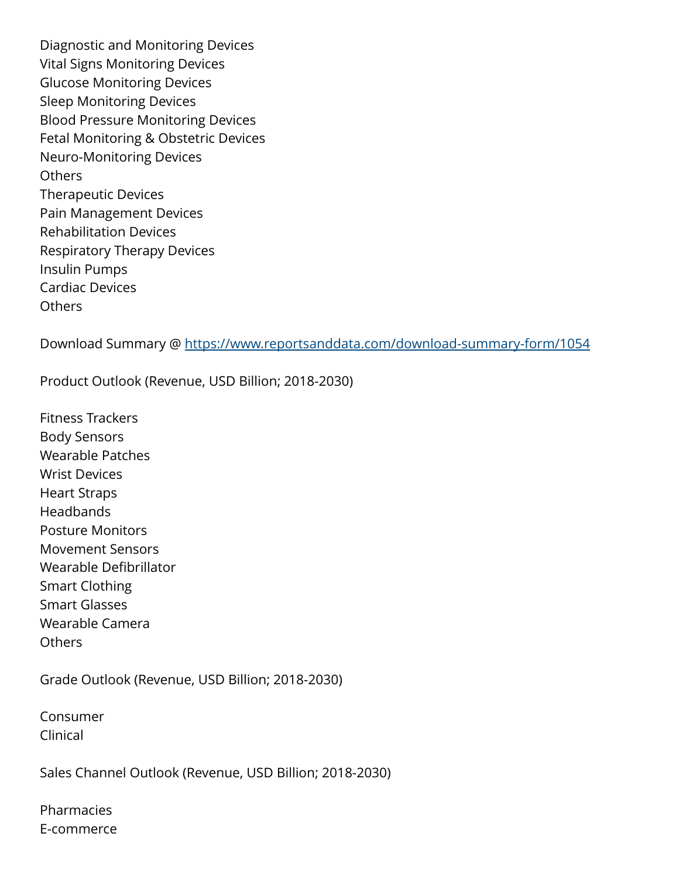Diagnostic and Monitoring Devices
Vital Signs Monitoring Devices
Glucose Monitoring Devices
Sleep Monitoring Devices
Blood Pressure Monitoring Devices
Fetal Monitoring & Obstetric Devices
Neuro-Monitoring Devices
Others
Therapeutic Devices
Pain Management Devices
Rehabilitation Devices
Respiratory Therapy Devices
Insulin Pumps
Cardiac Devices
Others

Download Summary @ [https://www.reportsanddata.com/download-summary-form/1054](https://www.reportsanddata.com/download-summary-form/1054)

Product Outlook (Revenue, USD Billion; 2018-2030)

Fitness Trackers
Body Sensors
Wearable Patches
Wrist Devices
Heart Straps
Headbands
Posture Monitors
Movement Sensors
Wearable Defibrillator
Smart Clothing
Smart Glasses
Wearable Camera
Others

Grade Outlook (Revenue, USD Billion; 2018-2030)

Consumer
Clinical

Sales Channel Outlook (Revenue, USD Billion; 2018-2030)

Pharmacies
E-commerce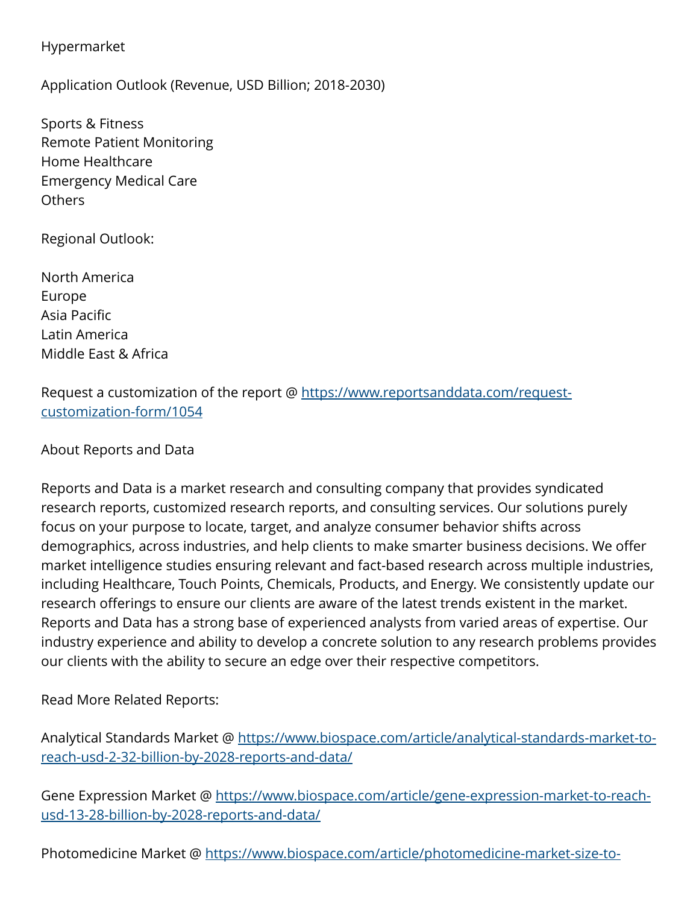Hypermarket

Application Outlook (Revenue, USD Billion; 2018-2030)

Sports & Fitness
Remote Patient Monitoring
Home Healthcare
Emergency Medical Care
Others

Regional Outlook:

North America
Europe
Asia Pacific
Latin America
Middle East & Africa

Request a customization of the report @ https://www.reportsanddata.com/request-customization-form/1054

About Reports and Data

Reports and Data is a market research and consulting company that provides syndicated research reports, customized research reports, and consulting services. Our solutions purely focus on your purpose to locate, target, and analyze consumer behavior shifts across demographics, across industries, and help clients to make smarter business decisions. We offer market intelligence studies ensuring relevant and fact-based research across multiple industries, including Healthcare, Touch Points, Chemicals, Products, and Energy. We consistently update our research offerings to ensure our clients are aware of the latest trends existent in the market. Reports and Data has a strong base of experienced analysts from varied areas of expertise. Our industry experience and ability to develop a concrete solution to any research problems provides our clients with the ability to secure an edge over their respective competitors.

Read More Related Reports:

Analytical Standards Market @ https://www.biospace.com/article/analytical-standards-market-to-reach-usd-2-32-billion-by-2028-reports-and-data/

Gene Expression Market @ https://www.biospace.com/article/gene-expression-market-to-reach-usd-13-28-billion-by-2028-reports-and-data/

Photomedicine Market @ https://www.biospace.com/article/photomedicine-market-size-to-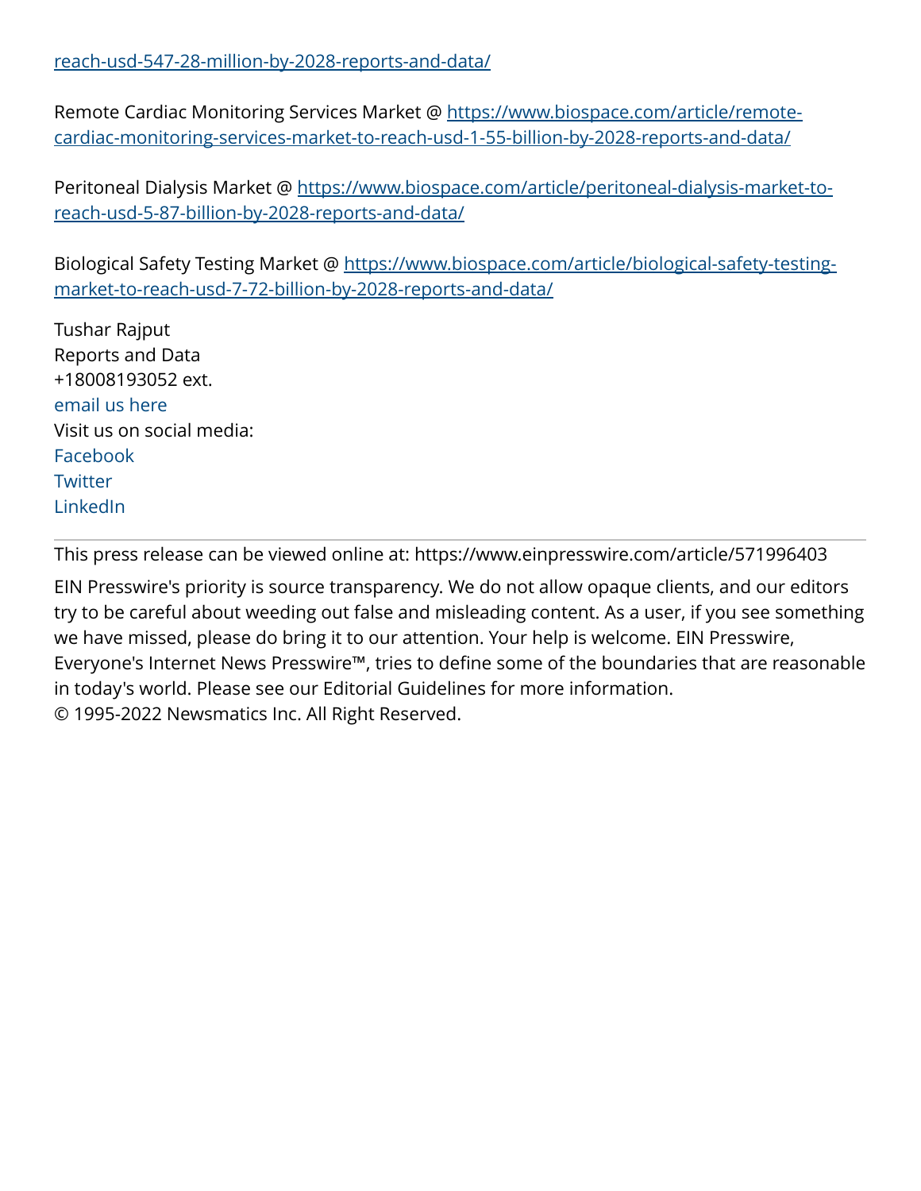reach-usd-547-28-million-by-2028-reports-and-data/

Remote Cardiac Monitoring Services Market @ https://www.biospace.com/article/remote-cardiac-monitoring-services-market-to-reach-usd-1-55-billion-by-2028-reports-and-data/

Peritoneal Dialysis Market @ https://www.biospace.com/article/peritoneal-dialysis-market-to-reach-usd-5-87-billion-by-2028-reports-and-data/

Biological Safety Testing Market @ https://www.biospace.com/article/biological-safety-testing-market-to-reach-usd-7-72-billion-by-2028-reports-and-data/

Tushar Rajput
Reports and Data
+18008193052 ext.
email us here
Visit us on social media:
Facebook
Twitter
LinkedIn

---

This press release can be viewed online at: https://www.einpresswire.com/article/571996403

EIN Presswire's priority is source transparency. We do not allow opaque clients, and our editors try to be careful about weeding out false and misleading content. As a user, if you see something we have missed, please do bring it to our attention. Your help is welcome. EIN Presswire, Everyone's Internet News Presswire™, tries to define some of the boundaries that are reasonable in today's world. Please see our Editorial Guidelines for more information.
© 1995-2022 Newsmatics Inc. All Right Reserved.